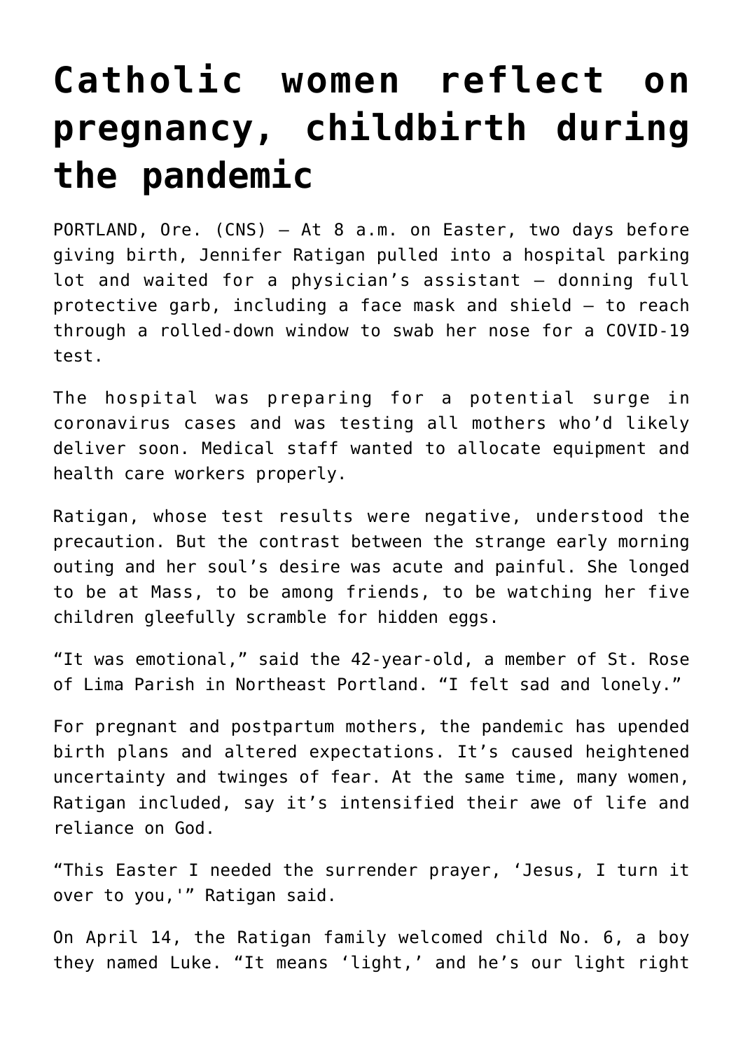# Catholic women reflect on pregnancy, childbirth during the pandemic

PORTLAND, Ore. (CNS) — At 8 a.m. on Easter, two days before giving birth, Jennifer Ratigan pulled into a hospital parking lot and waited for a physician's assistant — donning full protective garb, including a face mask and shield — to reach through a rolled-down window to swab her nose for a COVID-19 test.

The hospital was preparing for a potential surge in coronavirus cases and was testing all mothers who'd likely deliver soon. Medical staff wanted to allocate equipment and health care workers properly.

Ratigan, whose test results were negative, understood the precaution. But the contrast between the strange early morning outing and her soul's desire was acute and painful. She longed to be at Mass, to be among friends, to be watching her five children gleefully scramble for hidden eggs.

"It was emotional," said the 42-year-old, a member of St. Rose of Lima Parish in Northeast Portland. "I felt sad and lonely."

For pregnant and postpartum mothers, the pandemic has upended birth plans and altered expectations. It's caused heightened uncertainty and twinges of fear. At the same time, many women, Ratigan included, say it's intensified their awe of life and reliance on God.

"This Easter I needed the surrender prayer, 'Jesus, I turn it over to you,'" Ratigan said.

On April 14, the Ratigan family welcomed child No. 6, a boy they named Luke. "It means 'light,' and he's our light right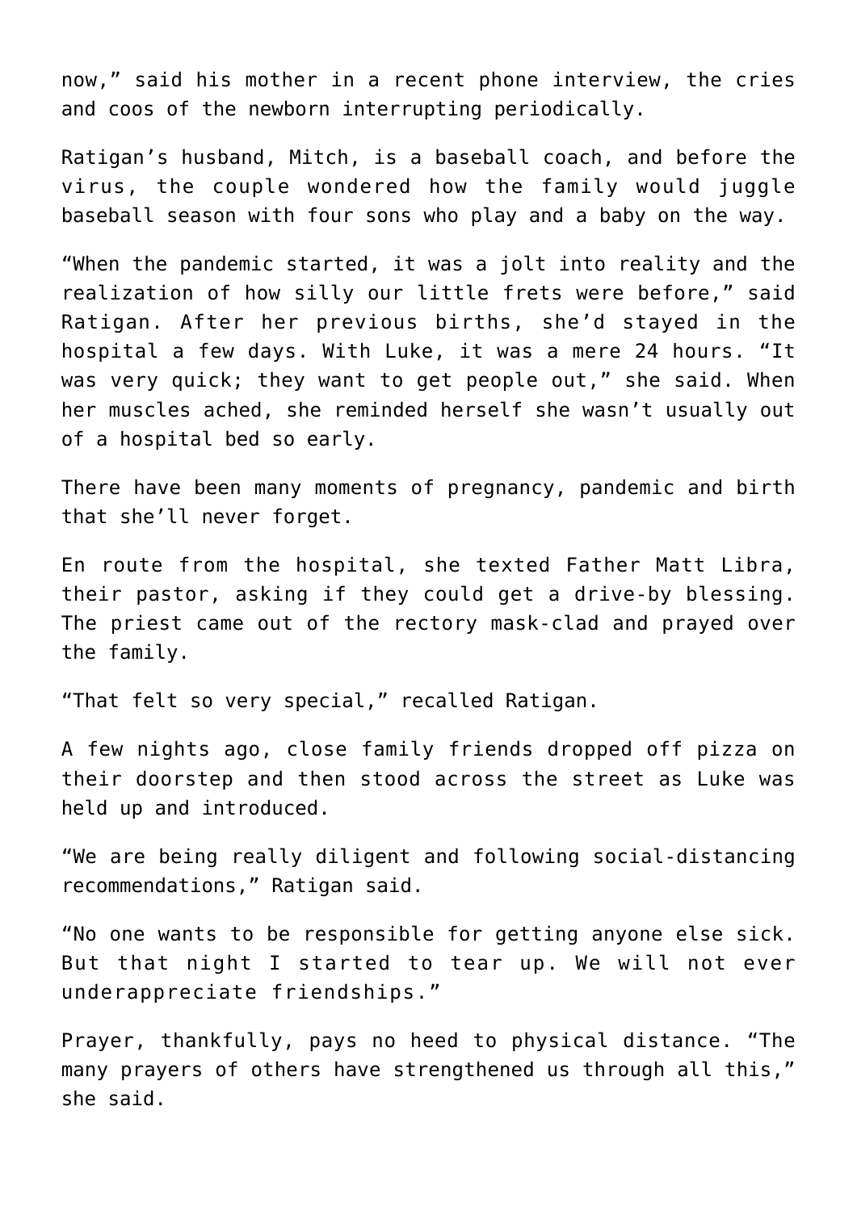now," said his mother in a recent phone interview, the cries and coos of the newborn interrupting periodically.

Ratigan's husband, Mitch, is a baseball coach, and before the virus, the couple wondered how the family would juggle baseball season with four sons who play and a baby on the way.

"When the pandemic started, it was a jolt into reality and the realization of how silly our little frets were before," said Ratigan. After her previous births, she'd stayed in the hospital a few days. With Luke, it was a mere 24 hours. "It was very quick; they want to get people out," she said. When her muscles ached, she reminded herself she wasn't usually out of a hospital bed so early.

There have been many moments of pregnancy, pandemic and birth that she'll never forget.

En route from the hospital, she texted Father Matt Libra, their pastor, asking if they could get a drive-by blessing. The priest came out of the rectory mask-clad and prayed over the family.

"That felt so very special," recalled Ratigan.

A few nights ago, close family friends dropped off pizza on their doorstep and then stood across the street as Luke was held up and introduced.

"We are being really diligent and following social-distancing recommendations," Ratigan said.

"No one wants to be responsible for getting anyone else sick. But that night I started to tear up. We will not ever underappreciate friendships."

Prayer, thankfully, pays no heed to physical distance. "The many prayers of others have strengthened us through all this," she said.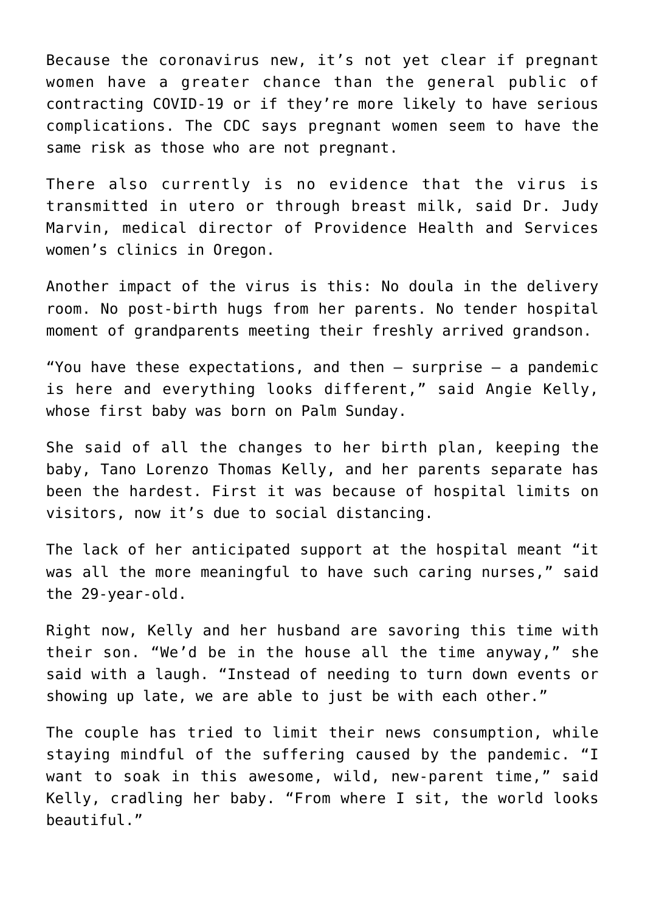Because the coronavirus new, it's not yet clear if pregnant women have a greater chance than the general public of contracting COVID-19 or if they're more likely to have serious complications. The CDC says pregnant women seem to have the same risk as those who are not pregnant.

There also currently is no evidence that the virus is transmitted in utero or through breast milk, said Dr. Judy Marvin, medical director of Providence Health and Services women's clinics in Oregon.

Another impact of the virus is this: No doula in the delivery room. No post-birth hugs from her parents. No tender hospital moment of grandparents meeting their freshly arrived grandson.

"You have these expectations, and then — surprise — a pandemic is here and everything looks different," said Angie Kelly, whose first baby was born on Palm Sunday.

She said of all the changes to her birth plan, keeping the baby, Tano Lorenzo Thomas Kelly, and her parents separate has been the hardest. First it was because of hospital limits on visitors, now it's due to social distancing.

The lack of her anticipated support at the hospital meant "it was all the more meaningful to have such caring nurses," said the 29-year-old.

Right now, Kelly and her husband are savoring this time with their son. "We'd be in the house all the time anyway," she said with a laugh. "Instead of needing to turn down events or showing up late, we are able to just be with each other."

The couple has tried to limit their news consumption, while staying mindful of the suffering caused by the pandemic. "I want to soak in this awesome, wild, new-parent time," said Kelly, cradling her baby. "From where I sit, the world looks beautiful."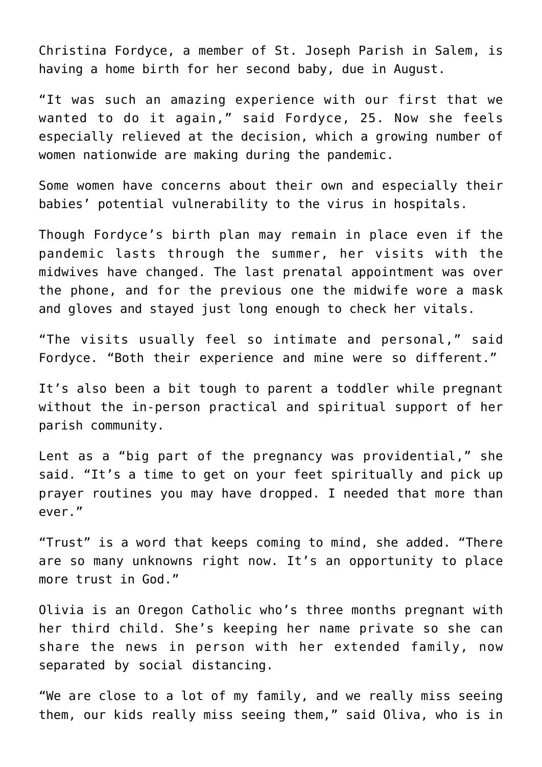Christina Fordyce, a member of St. Joseph Parish in Salem, is having a home birth for her second baby, due in August.

"It was such an amazing experience with our first that we wanted to do it again," said Fordyce, 25. Now she feels especially relieved at the decision, which a growing number of women nationwide are making during the pandemic.

Some women have concerns about their own and especially their babies' potential vulnerability to the virus in hospitals.

Though Fordyce's birth plan may remain in place even if the pandemic lasts through the summer, her visits with the midwives have changed. The last prenatal appointment was over the phone, and for the previous one the midwife wore a mask and gloves and stayed just long enough to check her vitals.

"The visits usually feel so intimate and personal," said Fordyce. "Both their experience and mine were so different."

It's also been a bit tough to parent a toddler while pregnant without the in-person practical and spiritual support of her parish community.

Lent as a "big part of the pregnancy was providential," she said. "It's a time to get on your feet spiritually and pick up prayer routines you may have dropped. I needed that more than ever."

"Trust" is a word that keeps coming to mind, she added. "There are so many unknowns right now. It's an opportunity to place more trust in God."

Olivia is an Oregon Catholic who's three months pregnant with her third child. She's keeping her name private so she can share the news in person with her extended family, now separated by social distancing.

"We are close to a lot of my family, and we really miss seeing them, our kids really miss seeing them," said Oliva, who is in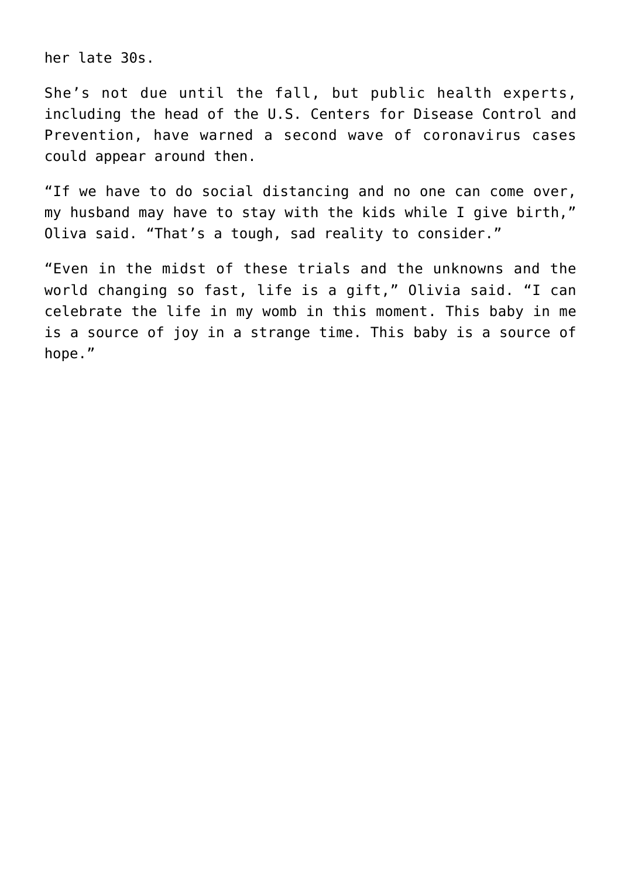her late 30s.

She’s not due until the fall, but public health experts, including the head of the U.S. Centers for Disease Control and Prevention, have warned a second wave of coronavirus cases could appear around then.

“If we have to do social distancing and no one can come over, my husband may have to stay with the kids while I give birth,” Oliva said. “That’s a tough, sad reality to consider.”

“Even in the midst of these trials and the unknowns and the world changing so fast, life is a gift,” Olivia said. “I can celebrate the life in my womb in this moment. This baby in me is a source of joy in a strange time. This baby is a source of hope.”